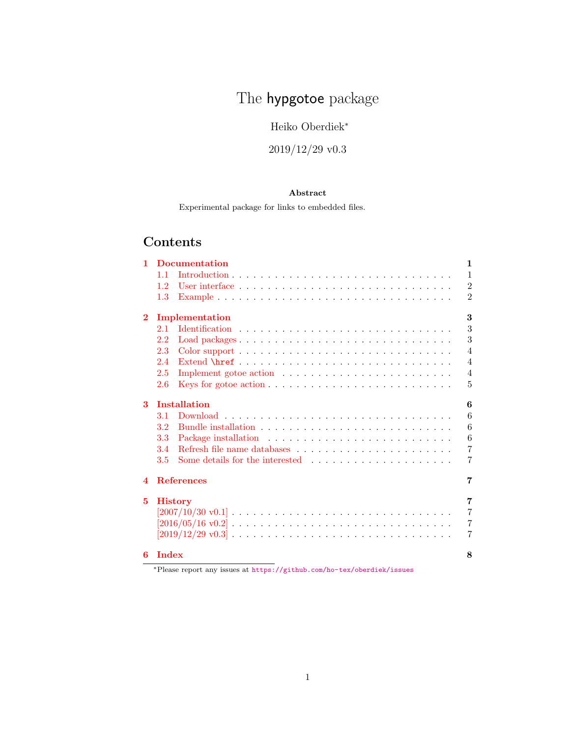# The hypgotoe package

Heiko Oberdiek*

2019/12/29 v0.3

**Abstract**

Experimental package for links to embedded files.

## Contents

**1 Documentation** 1
- 1.1 Introduction 1
- 1.2 User interface 2
- 1.3 Example 2

**2 Implementation** 3
- 2.1 Identification 3
- 2.2 Load packages 3
- 2.3 Color support 4
- 2.4 Extend \href 4
- 2.5 Implement gotoe action 4
- 2.6 Keys for gotoe action 5

**3 Installation** 6
- 3.1 Download 6
- 3.2 Bundle installation 6
- 3.3 Package installation 6
- 3.4 Refresh file name databases 7
- 3.5 Some details for the interested 7

**4 References** 7

**5 History** 7
- [2007/10/30 v0.1] 7
- [2016/05/16 v0.2] 7
- [2019/12/29 v0.3] 7

**6 Index** 8

*Please report any issues at https://github.com/ho-tex/oberdiek/issues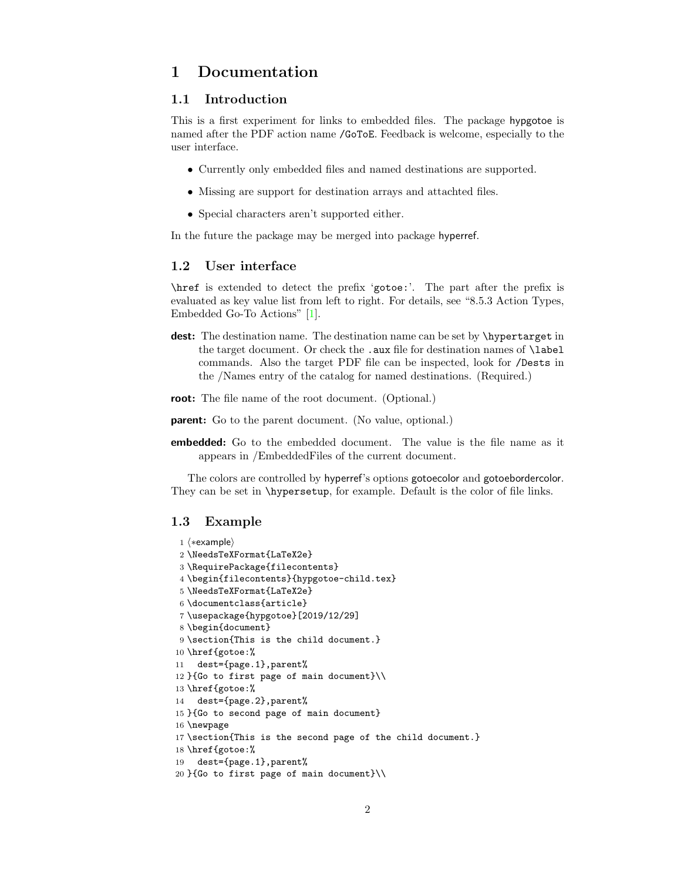# 1 Documentation

## 1.1 Introduction

This is a first experiment for links to embedded files. The package hypgotoe is named after the PDF action name `/GoToE`. Feedback is welcome, especially to the user interface.

- Currently only embedded files and named destinations are supported.
- Missing are support for destination arrays and attachted files.
- Special characters aren't supported either.

In the future the package may be merged into package hyperref.

## 1.2 User interface

`\href` is extended to detect the prefix '`gotoe:`'. The part after the prefix is evaluated as key value list from left to right. For details, see "8.5.3 Action Types, Embedded Go-To Actions" [1].

**dest:** The destination name. The destination name can be set by `\hypertarget` in the target document. Or check the `.aux` file for destination names of `\label` commands. Also the target PDF file can be inspected, look for `/Dests` in the /Names entry of the catalog for named destinations. (Required.)

**root:** The file name of the root document. (Optional.)

**parent:** Go to the parent document. (No value, optional.)

**embedded:** Go to the embedded document. The value is the file name as it appears in /EmbeddedFiles of the current document.

The colors are controlled by hyperref's options gotoecolor and gotoebordercolor. They can be set in `\hypersetup`, for example. Default is the color of file links.

## 1.3 Example

```
1 ⟨*example⟩
2 \NeedsTeXFormat{LaTeX2e}
3 \RequirePackage{filecontents}
4 \begin{filecontents}{hypgotoe-child.tex}
5 \NeedsTeXFormat{LaTeX2e}
6 \documentclass{article}
7 \usepackage{hypgotoe}[2019/12/29]
8 \begin{document}
9 \section{This is the child document.}
10 \href{gotoe:%
11   dest={page.1},parent%
12 }{Go to first page of main document}\\
13 \href{gotoe:%
14   dest={page.2},parent%
15 }{Go to second page of main document}
16 \newpage
17 \section{This is the second page of the child document.}
18 \href{gotoe:%
19   dest={page.1},parent%
20 }{Go to first page of main document}\\
```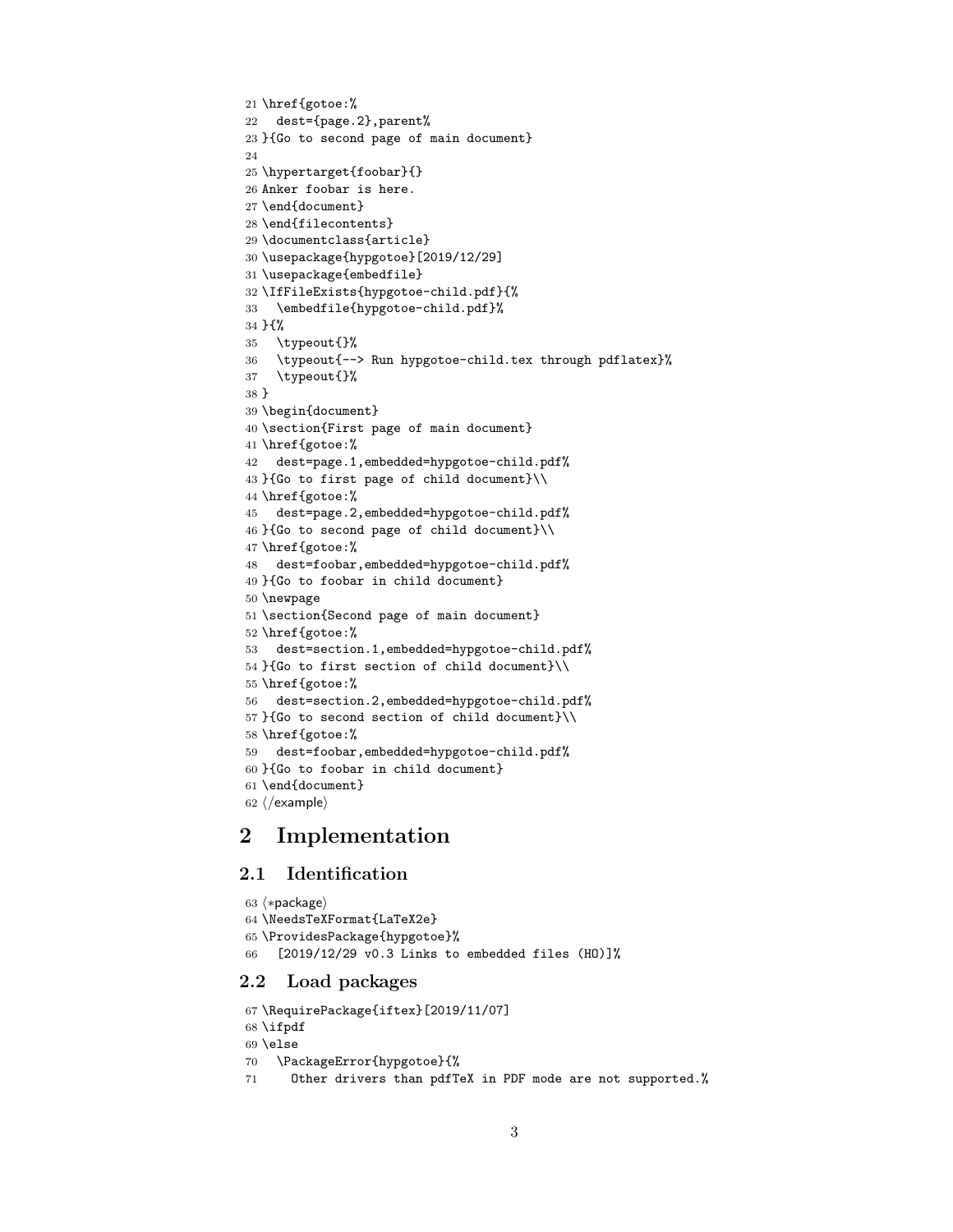```
21 \href{gotoe:%
22   dest={page.2},parent%
23 }{Go to second page of main document}
24
25 \hypertarget{foobar}{}
26 Anker foobar is here.
27 \end{document}
28 \end{filecontents}
29 \documentclass{article}
30 \usepackage{hypgotoe}[2019/12/29]
31 \usepackage{embedfile}
32 \IfFileExists{hypgotoe-child.pdf}{%
33   \embedfile{hypgotoe-child.pdf}%
34 }{%
35   \typeout{}%
36   \typeout{--> Run hypgotoe-child.tex through pdflatex}%
37   \typeout{}%
38 }
39 \begin{document}
40 \section{First page of main document}
41 \href{gotoe:%
42   dest=page.1,embedded=hypgotoe-child.pdf%
43 }{Go to first page of child document}\\
44 \href{gotoe:%
45   dest=page.2,embedded=hypgotoe-child.pdf%
46 }{Go to second page of child document}\\
47 \href{gotoe:%
48   dest=foobar,embedded=hypgotoe-child.pdf%
49 }{Go to foobar in child document}
50 \newpage
51 \section{Second page of main document}
52 \href{gotoe:%
53   dest=section.1,embedded=hypgotoe-child.pdf%
54 }{Go to first section of child document}\\
55 \href{gotoe:%
56   dest=section.2,embedded=hypgotoe-child.pdf%
57 }{Go to second section of child document}\\
58 \href{gotoe:%
59   dest=foobar,embedded=hypgotoe-child.pdf%
60 }{Go to foobar in child document}
61 \end{document}
62 ⟨/example⟩
```

# 2 Implementation

## 2.1 Identification

```
63 ⟨*package⟩
64 \NeedsTeXFormat{LaTeX2e}
65 \ProvidesPackage{hypgotoe}%
66   [2019/12/29 v0.3 Links to embedded files (HO)]%
```

## 2.2 Load packages

```
67 \RequirePackage{iftex}[2019/11/07]
68 \ifpdf
69 \else
70   \PackageError{hypgotoe}{%
71     Other drivers than pdfTeX in PDF mode are not supported.%
```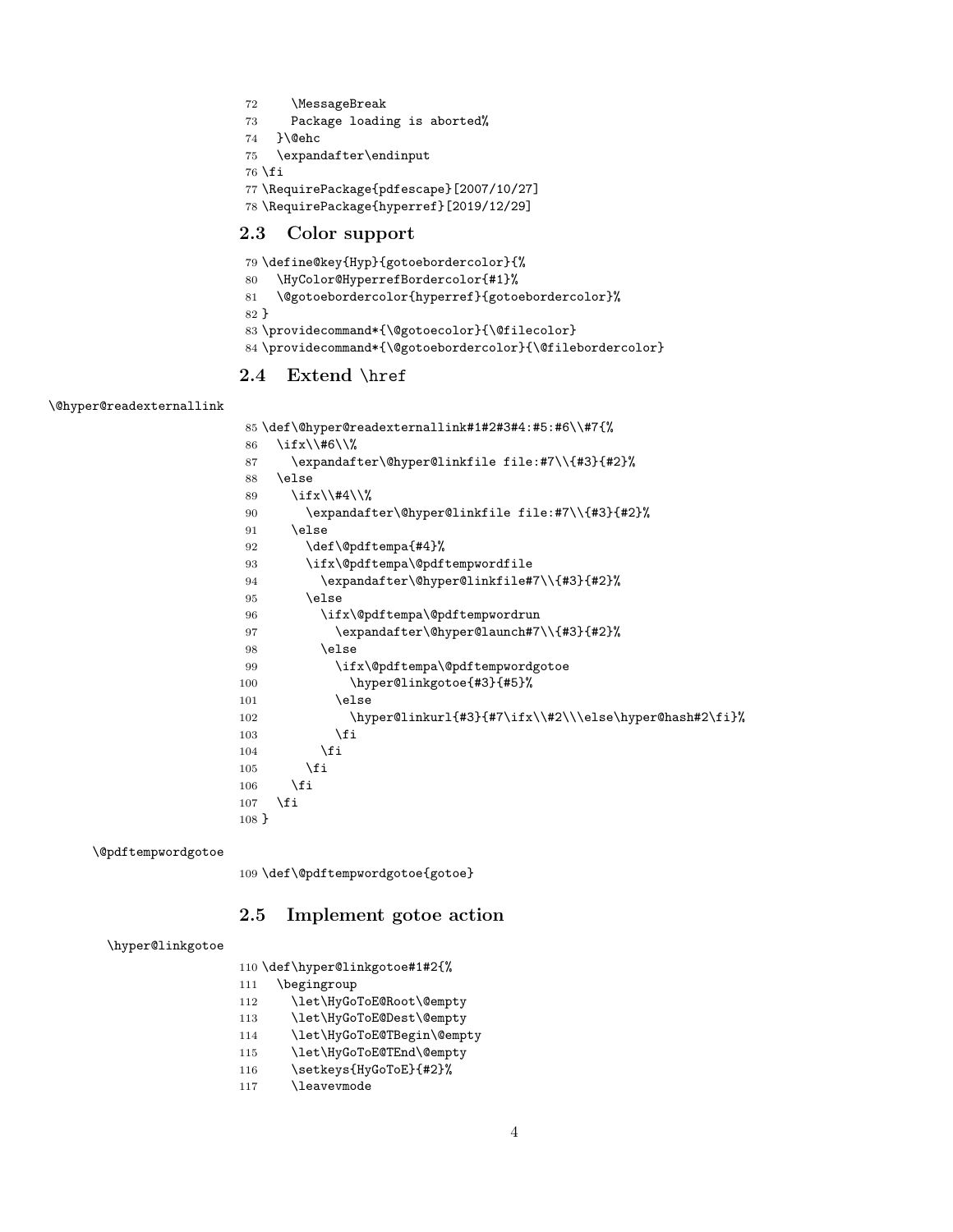```
72     \MessageBreak
73     Package loading is aborted%
74   }\@ehc
75   \expandafter\endinput
76 \fi
77 \RequirePackage{pdfescape}[2007/10/27]
78 \RequirePackage{hyperref}[2019/12/29]
```

## 2.3 Color support

```
79 \define@key{Hyp}{gotoebordercolor}{%
80   \HyColor@HyperrefBordercolor{#1}%
81   \@gotoebordercolor{hyperref}{gotoebordercolor}%
82 }
83 \providecommand*{\@gotoecolor}{\@filecolor}
84 \providecommand*{\@gotoebordercolor}{\@filebordercolor}
```

## 2.4 Extend \href

\@hyper@readexternallink

```
85 \def\@hyper@readexternallink#1#2#3#4:#5:#6\\#7{%
86   \ifx\\#6\\%
87     \expandafter\@hyper@linkfile file:#7\\{#3}{#2}%
88   \else
89     \ifx\\#4\\%
90       \expandafter\@hyper@linkfile file:#7\\{#3}{#2}%
91     \else
92       \def\@pdftempa{#4}%
93       \ifx\@pdftempa\@pdftempwordfile
94         \expandafter\@hyper@linkfile#7\\{#3}{#2}%
95       \else
96         \ifx\@pdftempa\@pdftempwordrun
97           \expandafter\@hyper@launch#7\\{#3}{#2}%
98         \else
99           \ifx\@pdftempa\@pdftempwordgotoe
100            \hyper@linkgotoe{#3}{#5}%
101          \else
102            \hyper@linkurl{#3}{#7\ifx\\#2\\\else\hyper@hash#2\fi}%
103          \fi
104        \fi
105      \fi
106    \fi
107  \fi
108 }
```

\@pdftempwordgotoe

```
109 \def\@pdftempwordgotoe{gotoe}
```

## 2.5 Implement gotoe action

\hyper@linkgotoe

```
110 \def\hyper@linkgotoe#1#2{%
111   \begingroup
112     \let\HyGoToE@Root\@empty
113     \let\HyGoToE@Dest\@empty
114     \let\HyGoToE@TBegin\@empty
115     \let\HyGoToE@TEnd\@empty
116     \setkeys{HyGoToE}{#2}%
117     \leavevmode
```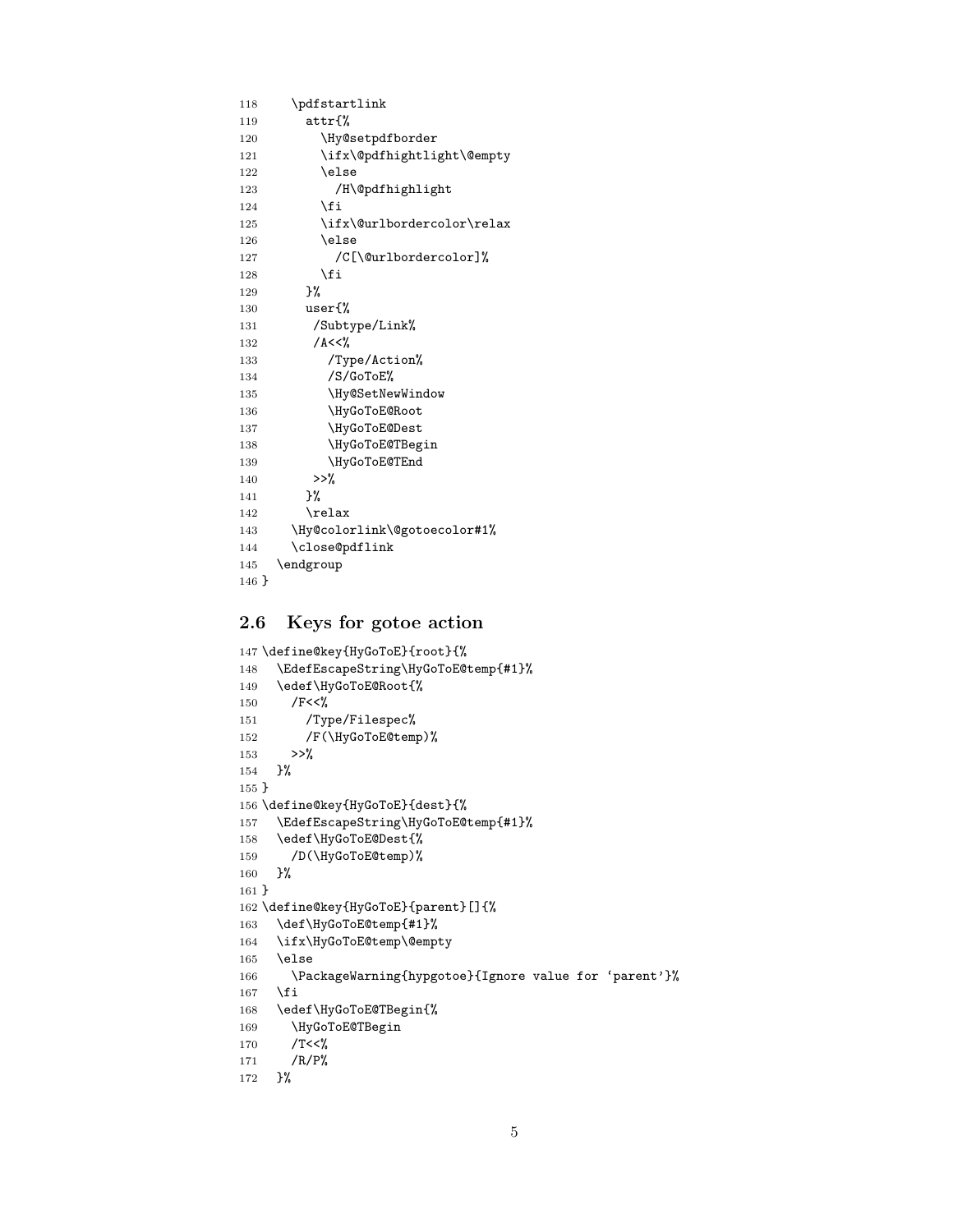```
118     \pdfstartlink
119       attr{%
120         \Hy@setpdfborder
121         \ifx\@pdfhightlight\@empty
122         \else
123           /H\@pdfhighlight
124         \fi
125         \ifx\@urlbordercolor\relax
126         \else
127           /C[\@urlbordercolor]%
128         \fi
129       }%
130       user{%
131        /Subtype/Link%
132        /A<<%
133          /Type/Action%
134          /S/GoToE%
135          \Hy@SetNewWindow
136          \HyGoToE@Root
137          \HyGoToE@Dest
138          \HyGoToE@TBegin
139          \HyGoToE@TEnd
140        >>%
141       }%
142       \relax
143     \Hy@colorlink\@gotoecolor#1%
144     \close@pdflink
145   \endgroup
146 }
```

## 2.6 Keys for gotoe action

```
147 \define@key{HyGoToE}{root}{%
148   \EdefEscapeString\HyGoToE@temp{#1}%
149   \edef\HyGoToE@Root{%
150     /F<<%
151       /Type/Filespec%
152       /F(\HyGoToE@temp)%
153     >>%
154   }%
155 }
156 \define@key{HyGoToE}{dest}{%
157   \EdefEscapeString\HyGoToE@temp{#1}%
158   \edef\HyGoToE@Dest{%
159     /D(\HyGoToE@temp)%
160   }%
161 }
162 \define@key{HyGoToE}{parent}[]{%
163   \def\HyGoToE@temp{#1}%
164   \ifx\HyGoToE@temp\@empty
165   \else
166     \PackageWarning{hypgotoe}{Ignore value for `parent'}%
167   \fi
168   \edef\HyGoToE@TBegin{%
169     \HyGoToE@TBegin
170     /T<<%
171     /R/P%
172   }%
```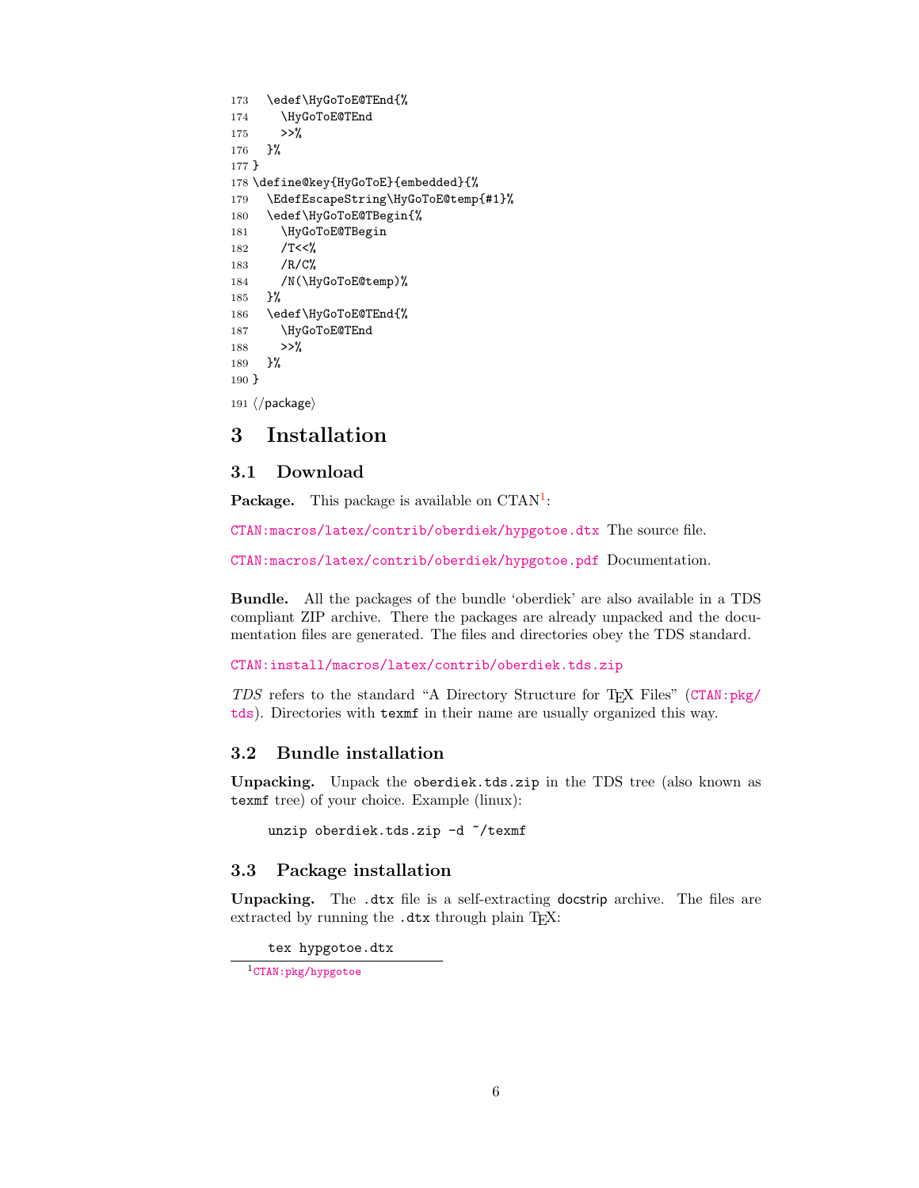```
173   \edef\HyGoToE@TEnd{%
174     \HyGoToE@TEnd
175     >>%
176   }%
177 }
178 \define@key{HyGoToE}{embedded}{%
179   \EdefEscapeString\HyGoToE@temp{#1}%
180   \edef\HyGoToE@TBegin{%
181     \HyGoToE@TBegin
182     /T<<%
183     /R/C%
184     /N(\HyGoToE@temp)%
185   }%
186   \edef\HyGoToE@TEnd{%
187     \HyGoToE@TEnd
188     >>%
189   }%
190 }
191 ⟨/package⟩
```

# 3 Installation

## 3.1 Download

**Package.** This package is available on CTAN[1]:

CTAN:macros/latex/contrib/oberdiek/hypgotoe.dtx The source file.

CTAN:macros/latex/contrib/oberdiek/hypgotoe.pdf Documentation.

**Bundle.** All the packages of the bundle 'oberdiek' are also available in a TDS compliant ZIP archive. There the packages are already unpacked and the documentation files are generated. The files and directories obey the TDS standard.

CTAN:install/macros/latex/contrib/oberdiek.tds.zip

*TDS* refers to the standard "A Directory Structure for TEX Files" (CTAN:pkg/tds). Directories with `texmf` in their name are usually organized this way.

## 3.2 Bundle installation

**Unpacking.** Unpack the `oberdiek.tds.zip` in the TDS tree (also known as `texmf` tree) of your choice. Example (linux):

```
unzip oberdiek.tds.zip -d ~/texmf
```

## 3.3 Package installation

**Unpacking.** The `.dtx` file is a self-extracting `docstrip` archive. The files are extracted by running the `.dtx` through plain TEX:

```
tex hypgotoe.dtx
```

[1] CTAN:pkg/hypgotoe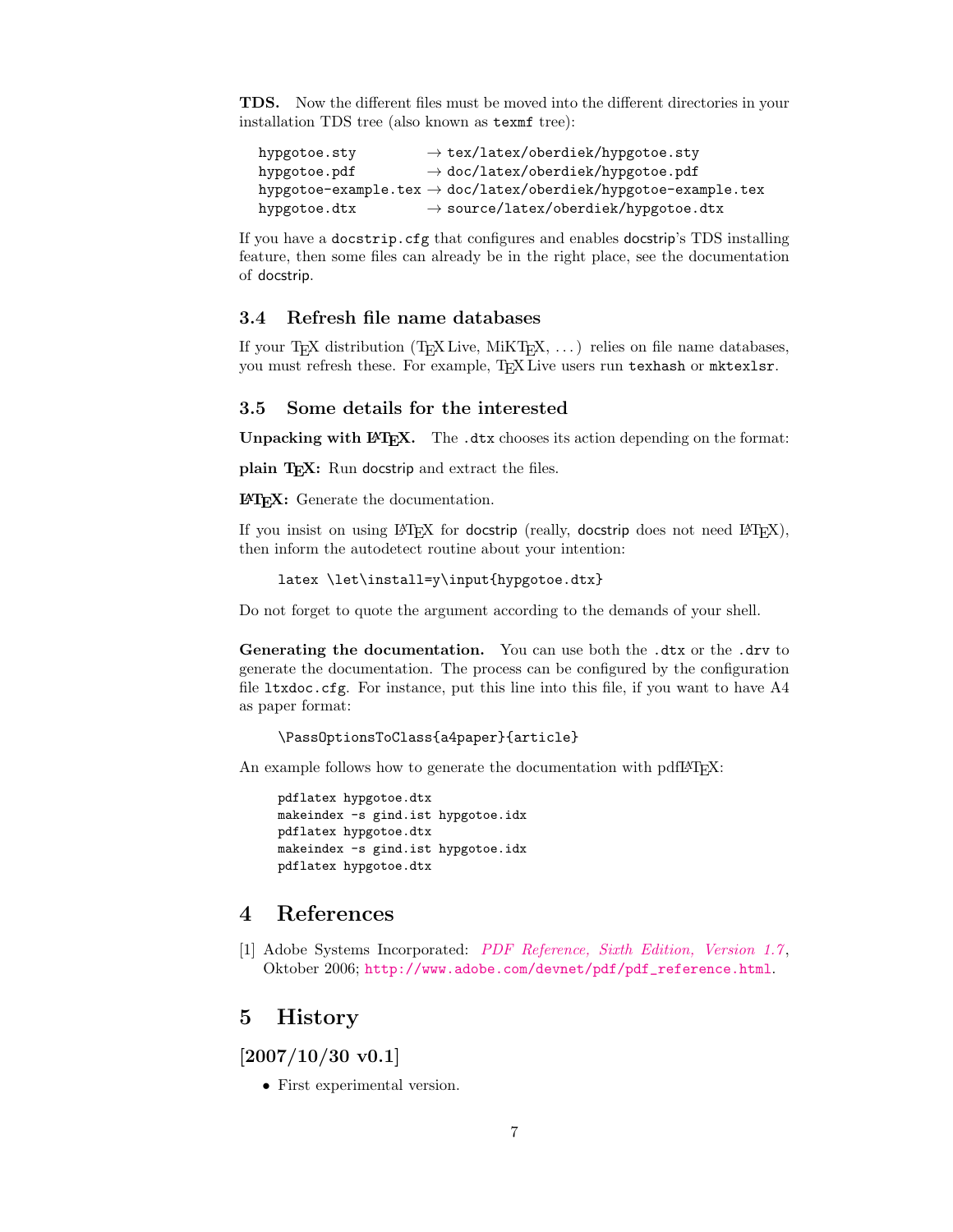**TDS.** Now the different files must be moved into the different directories in your installation TDS tree (also known as `texmf` tree):

```
hypgotoe.sty         → tex/latex/oberdiek/hypgotoe.sty
hypgotoe.pdf         → doc/latex/oberdiek/hypgotoe.pdf
hypgotoe-example.tex → doc/latex/oberdiek/hypgotoe-example.tex
hypgotoe.dtx         → source/latex/oberdiek/hypgotoe.dtx
```

If you have a `docstrip.cfg` that configures and enables docstrip's TDS installing feature, then some files can already be in the right place, see the documentation of docstrip.

## 3.4 Refresh file name databases

If your TeX distribution (TeX Live, MiKTeX, ...) relies on file name databases, you must refresh these. For example, TeX Live users run `texhash` or `mktexlsr`.

## 3.5 Some details for the interested

**Unpacking with LaTeX.** The `.dtx` chooses its action depending on the format:

**plain TeX:** Run docstrip and extract the files.

**LaTeX:** Generate the documentation.

If you insist on using LaTeX for docstrip (really, docstrip does not need LaTeX), then inform the autodetect routine about your intention:

```
latex \let\install=y\input{hypgotoe.dtx}
```

Do not forget to quote the argument according to the demands of your shell.

**Generating the documentation.** You can use both the `.dtx` or the `.drv` to generate the documentation. The process can be configured by the configuration file `ltxdoc.cfg`. For instance, put this line into this file, if you want to have A4 as paper format:

```
\PassOptionsToClass{a4paper}{article}
```

An example follows how to generate the documentation with pdfLaTeX:

```
pdflatex hypgotoe.dtx
makeindex -s gind.ist hypgotoe.idx
pdflatex hypgotoe.dtx
makeindex -s gind.ist hypgotoe.idx
pdflatex hypgotoe.dtx
```

# 4 References

[1] Adobe Systems Incorporated: *PDF Reference, Sixth Edition, Version 1.7*, Oktober 2006; `http://www.adobe.com/devnet/pdf/pdf_reference.html`.

# 5 History

## [2007/10/30 v0.1]

- First experimental version.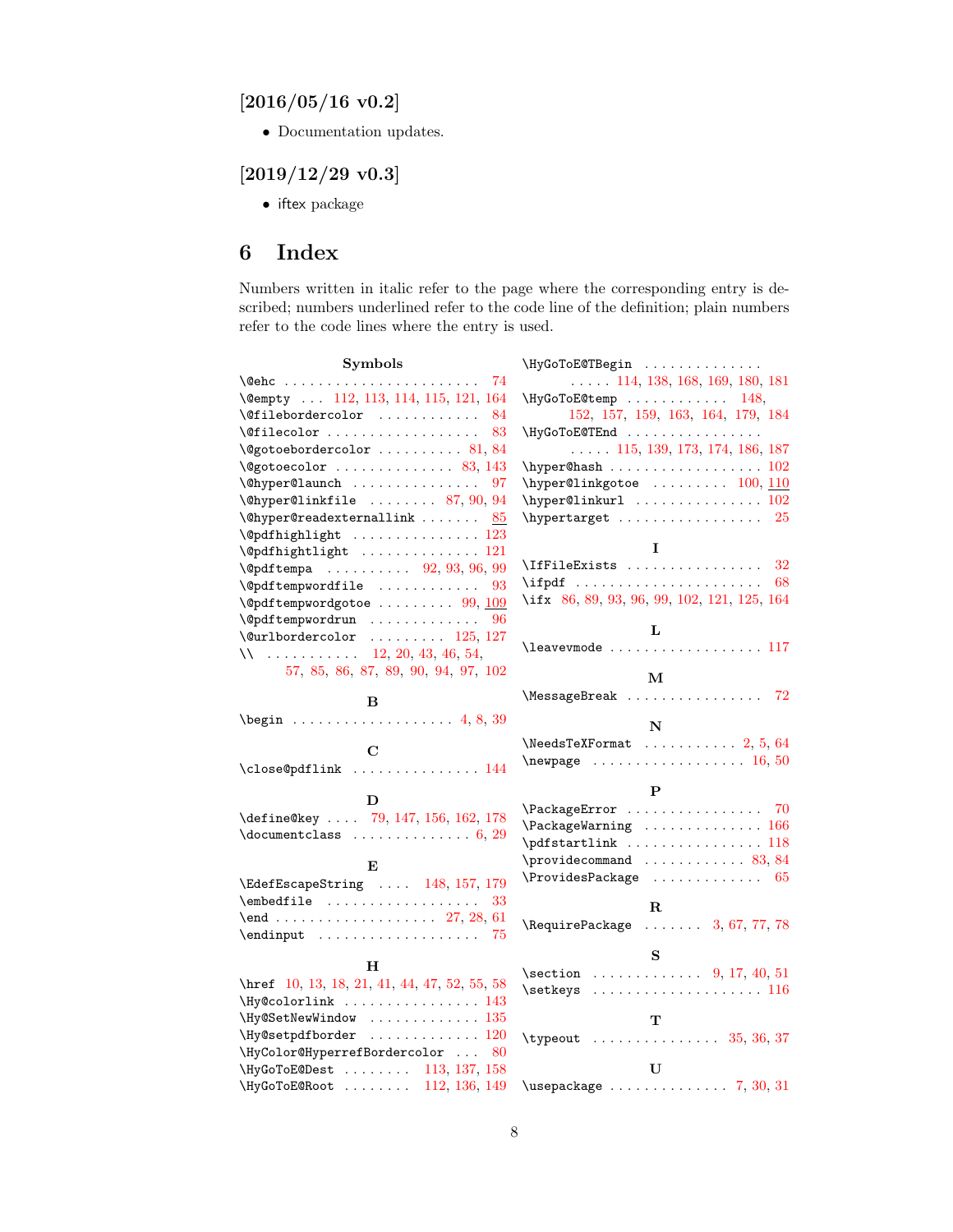### [2016/05/16 v0.2]

- Documentation updates.

### [2019/12/29 v0.3]

- iftex package

## 6 Index

Numbers written in italic refer to the page where the corresponding entry is described; numbers underlined refer to the code line of the definition; plain numbers refer to the code lines where the entry is used.

**Symbols**

\@ehc . . . 74
\@empty . . . 112, 113, 114, 115, 121, 164
\@filebordercolor . . . 84
\@filecolor . . . 83
\@gotoebordercolor . . . 81, 84
\@gotoecolor . . . 83, 143
\@hyper@launch . . . 97
\@hyper@linkfile . . . 87, 90, 94
\@hyper@readexternallink . . . 85
\@pdfhighlight . . . 123
\@pdfhightlight . . . 121
\@pdftempa . . . 92, 93, 96, 99
\@pdftempwordfile . . . 93
\@pdftempwordgotoe . . . 99, 109
\@pdftempwordrun . . . 96
\@urlbordercolor . . . 125, 127
\\ . . . 12, 20, 43, 46, 54, 57, 85, 86, 87, 89, 90, 94, 97, 102

**B**

\begin . . . 4, 8, 39

**C**

\close@pdflink . . . 144

**D**

\define@key . . . 79, 147, 156, 162, 178
\documentclass . . . 6, 29

**E**

\EdefEscapeString . . . 148, 157, 179
\embedfile . . . 33
\end . . . 27, 28, 61
\endinput . . . 75

**H**

\href 10, 13, 18, 21, 41, 44, 47, 52, 55, 58
\Hy@colorlink . . . 143
\Hy@SetNewWindow . . . 135
\Hy@setpdfborder . . . 120
\HyColor@HyperrefBordercolor . . . 80
\HyGoToE@Dest . . . 113, 137, 158
\HyGoToE@Root . . . 112, 136, 149
\HyGoToE@TBegin . . . 114, 138, 168, 169, 180, 181
\HyGoToE@temp . . . 148, 152, 157, 159, 163, 164, 179, 184
\HyGoToE@TEnd . . . 115, 139, 173, 174, 186, 187
\hyper@hash . . . 102
\hyper@linkgotoe . . . 100, 110
\hyper@linkurl . . . 102
\hypertarget . . . 25

**I**

\IfFileExists . . . 32
\ifpdf . . . 68
\ifx 86, 89, 93, 96, 99, 102, 121, 125, 164

**L**

\leavevmode . . . 117

**M**

\MessageBreak . . . 72

**N**

\NeedsTeXFormat . . . 2, 5, 64
\newpage . . . 16, 50

**P**

\PackageError . . . 70
\PackageWarning . . . 166
\pdfstartlink . . . 118
\providecommand . . . 83, 84
\ProvidesPackage . . . 65

**R**

\RequirePackage . . . 3, 67, 77, 78

**S**

\section . . . 9, 17, 40, 51
\setkeys . . . 116

**T**

\typeout . . . 35, 36, 37

**U**

\usepackage . . . 7, 30, 31